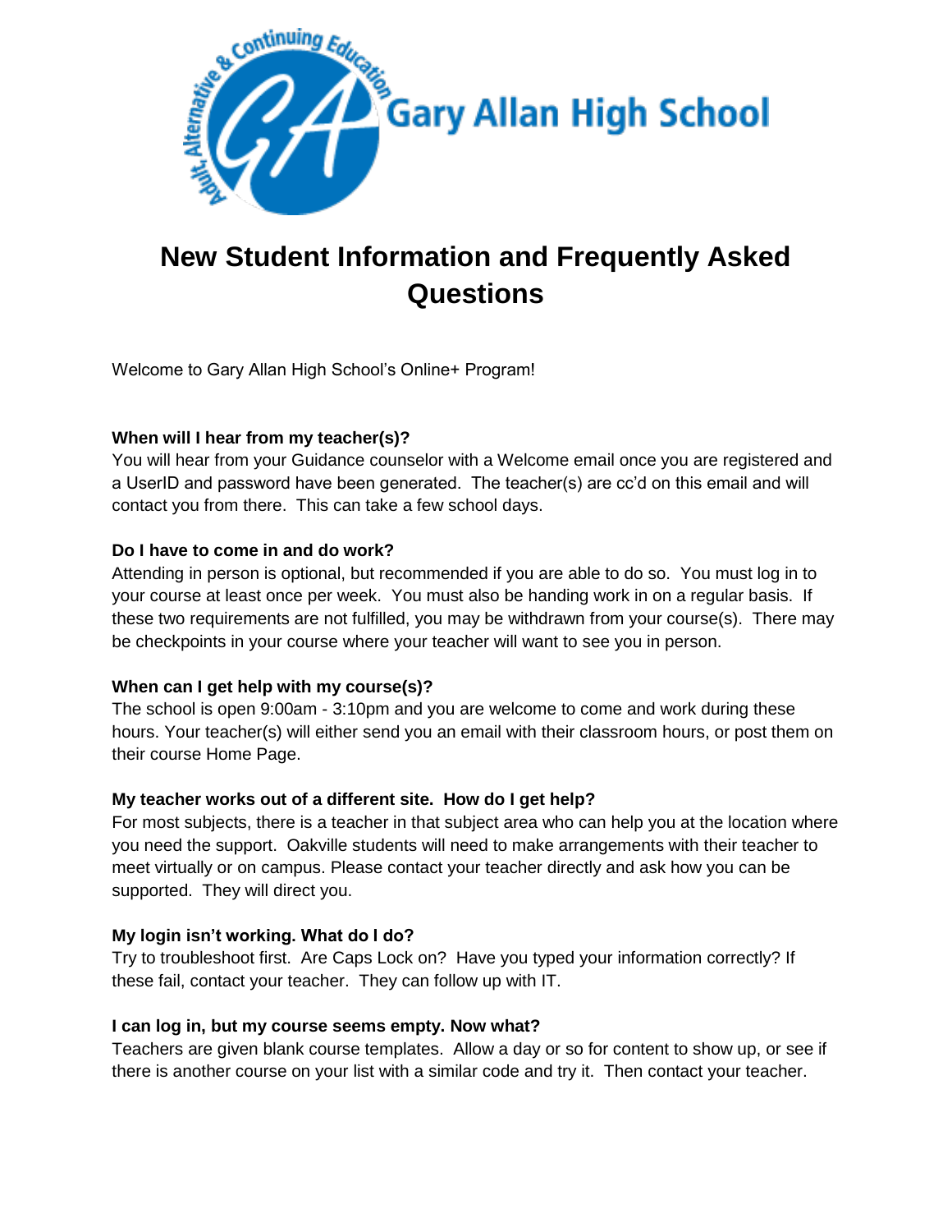Gary Allan High School

# New Student Information and Frequently Asked Questions

Welcome to Gary Allan High School's Online+ Program!

**When will I hear from my teacher(s)?**
You will hear from your Guidance counselor with a Welcome email once you are registered and a UserID and password have been generated. The teacher(s) are cc'd on this email and will contact you from there. This can take a few school days.

**Do I have to come in and do work?**
Attending in person is optional, but recommended if you are able to do so. You must log in to your course at least once per week. You must also be handing work in on a regular basis. If these two requirements are not fulfilled, you may be withdrawn from your course(s). There may be checkpoints in your course where your teacher will want to see you in person.

**When can I get help with my course(s)?**
The school is open 9:00am - 3:10pm and you are welcome to come and work during these hours. Your teacher(s) will either send you an email with their classroom hours, or post them on their course Home Page.

**My teacher works out of a different site. How do I get help?**
For most subjects, there is a teacher in that subject area who can help you at the location where you need the support. Oakville students will need to make arrangements with their teacher to meet virtually or on campus. Please contact your teacher directly and ask how you can be supported. They will direct you.

**My login isn't working. What do I do?**
Try to troubleshoot first. Are Caps Lock on? Have you typed your information correctly? If these fail, contact your teacher. They can follow up with IT.

**I can log in, but my course seems empty. Now what?**
Teachers are given blank course templates. Allow a day or so for content to show up, or see if there is another course on your list with a similar code and try it. Then contact your teacher.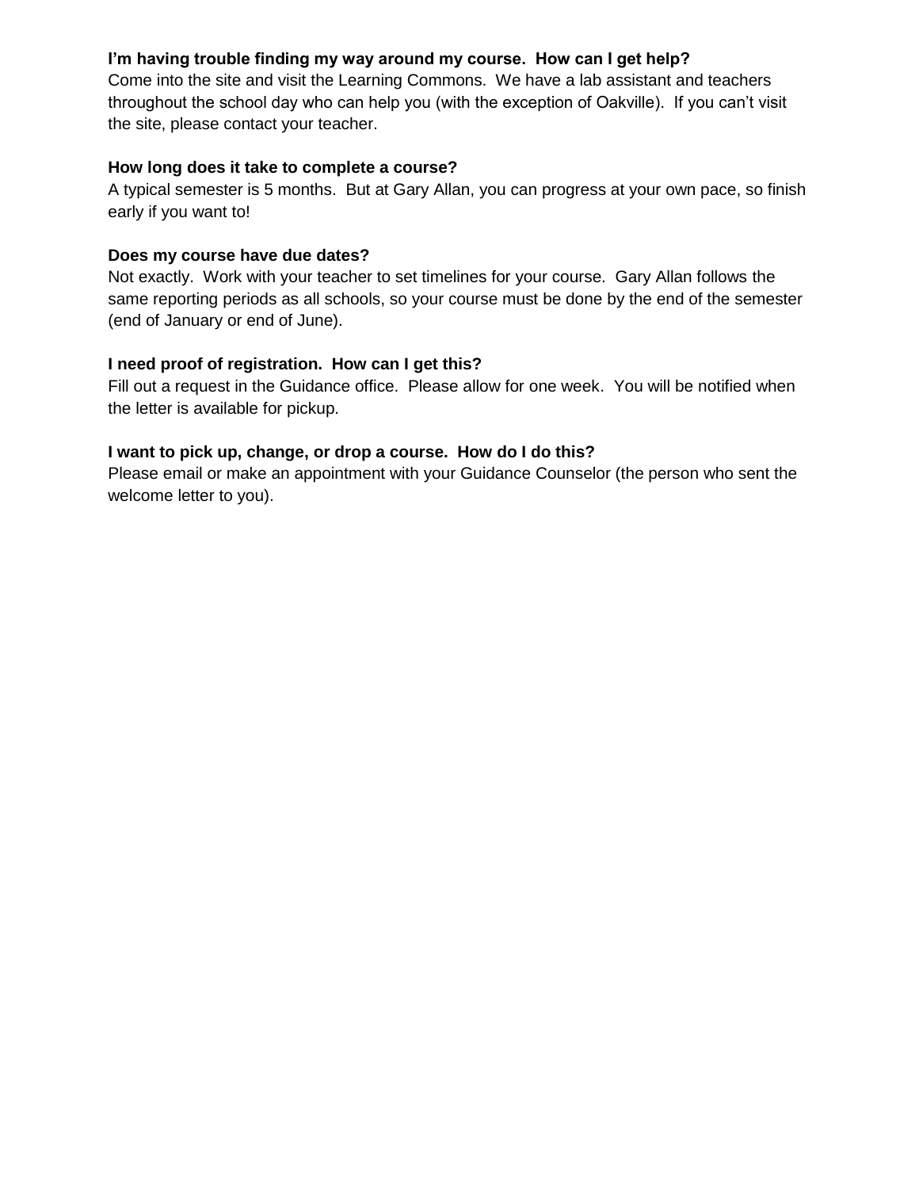**I'm having trouble finding my way around my course. How can I get help?**

Come into the site and visit the Learning Commons. We have a lab assistant and teachers throughout the school day who can help you (with the exception of Oakville). If you can't visit the site, please contact your teacher.

**How long does it take to complete a course?**

A typical semester is 5 months. But at Gary Allan, you can progress at your own pace, so finish early if you want to!

**Does my course have due dates?**

Not exactly. Work with your teacher to set timelines for your course. Gary Allan follows the same reporting periods as all schools, so your course must be done by the end of the semester (end of January or end of June).

**I need proof of registration. How can I get this?**

Fill out a request in the Guidance office. Please allow for one week. You will be notified when the letter is available for pickup.

**I want to pick up, change, or drop a course. How do I do this?**

Please email or make an appointment with your Guidance Counselor (the person who sent the welcome letter to you).